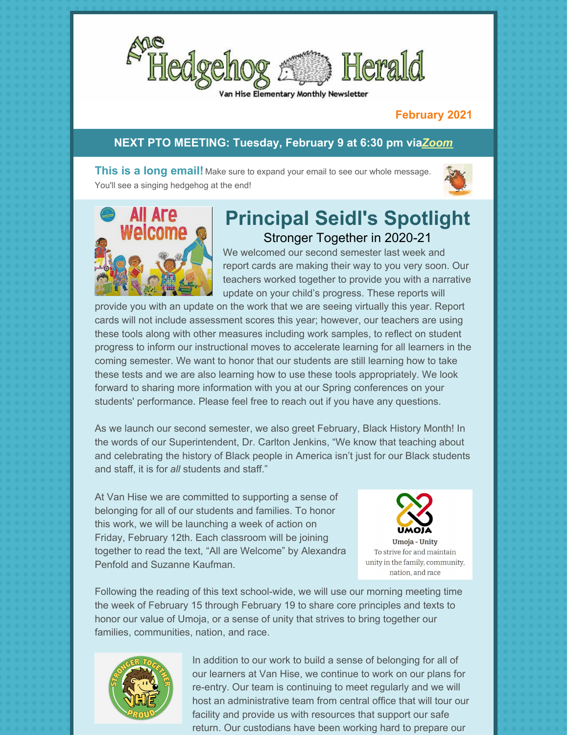# The Hedgehog Herald

Van Hise Elementary Monthly Newsletter

**February 2021**

**NEXT PTO MEETING: Tuesday, February 9 at 6:30 pm via *Zoom***

**This is a long email!** Make sure to expand your email to see our whole message. You'll see a singing hedgehog at the end!

## Principal Seidl's Spotlight

### Stronger Together in 2020-21

We welcomed our second semester last week and report cards are making their way to you very soon. Our teachers worked together to provide you with a narrative update on your child's progress. These reports will provide you with an update on the work that we are seeing virtually this year. Report cards will not include assessment scores this year; however, our teachers are using these tools along with other measures including work samples, to reflect on student progress to inform our instructional moves to accelerate learning for all learners in the coming semester. We want to honor that our students are still learning how to take these tests and we are also learning how to use these tools appropriately. We look forward to sharing more information with you at our Spring conferences on your students' performance. Please feel free to reach out if you have any questions.

As we launch our second semester, we also greet February, Black History Month! In the words of our Superintendent, Dr. Carlton Jenkins, "We know that teaching about and celebrating the history of Black people in America isn't just for our Black students and staff, it is for *all* students and staff."

At Van Hise we are committed to supporting a sense of belonging for all of our students and families. To honor this work, we will be launching a week of action on Friday, February 12th. Each classroom will be joining together to read the text, "All are Welcome" by Alexandra Penfold and Suzanne Kaufman.

UMOJA
Umoja - Unity
To strive for and maintain unity in the family, community, nation, and race

Following the reading of this text school-wide, we will use our morning meeting time the week of February 15 through February 19 to share core principles and texts to honor our value of Umoja, or a sense of unity that strives to bring together our families, communities, nation, and race.

In addition to our work to build a sense of belonging for all of our learners at Van Hise, we continue to work on our plans for re-entry. Our team is continuing to meet regularly and we will host an administrative team from central office that will tour our facility and provide us with resources that support our safe return. Our custodians have been working hard to prepare our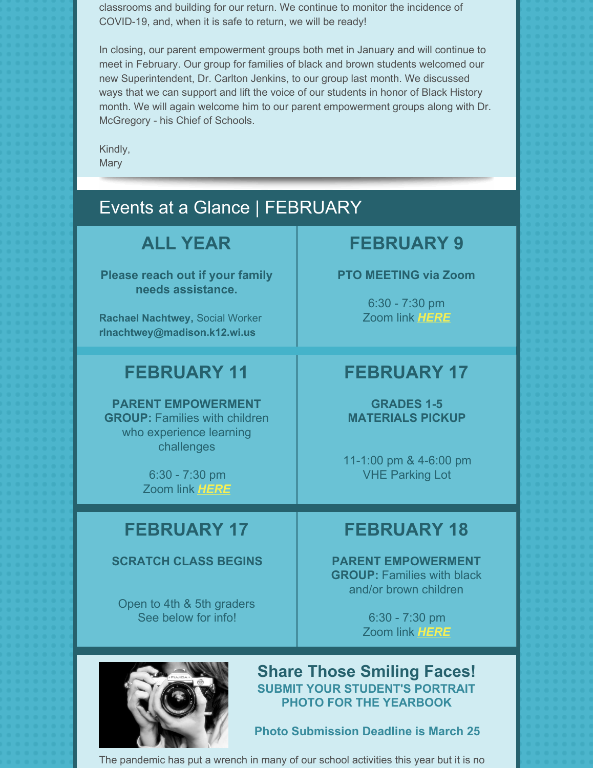classrooms and building for our return. We continue to monitor the incidence of COVID-19, and, when it is safe to return, we will be ready!

In closing, our parent empowerment groups both met in January and will continue to meet in February. Our group for families of black and brown students welcomed our new Superintendent, Dr. Carlton Jenkins, to our group last month. We discussed ways that we can support and lift the voice of our students in honor of Black History month. We will again welcome him to our parent empowerment groups along with Dr. McGregory - his Chief of Schools.

Kindly,
Mary

## Events at a Glance | FEBRUARY

### ALL YEAR

**Please reach out if your family needs assistance.**

**Rachael Nachtwey,** Social Worker
**rlnachtwey@madison.k12.wi.us**

### FEBRUARY 9

**PTO MEETING via Zoom**

6:30 - 7:30 pm
Zoom link ***HERE***

### FEBRUARY 11

**PARENT EMPOWERMENT GROUP:** Families with children who experience learning challenges

6:30 - 7:30 pm
Zoom link ***HERE***

### FEBRUARY 17

**GRADES 1-5 MATERIALS PICKUP**

11-1:00 pm & 4-6:00 pm
VHE Parking Lot

### FEBRUARY 17

**SCRATCH CLASS BEGINS**

Open to 4th & 5th graders
See below for info!

### FEBRUARY 18

**PARENT EMPOWERMENT GROUP:** Families with black and/or brown children

6:30 - 7:30 pm
Zoom link ***HERE***

## Share Those Smiling Faces!

**SUBMIT YOUR STUDENT'S PORTRAIT PHOTO FOR THE YEARBOOK**

**Photo Submission Deadline is March 25**

The pandemic has put a wrench in many of our school activities this year but it is no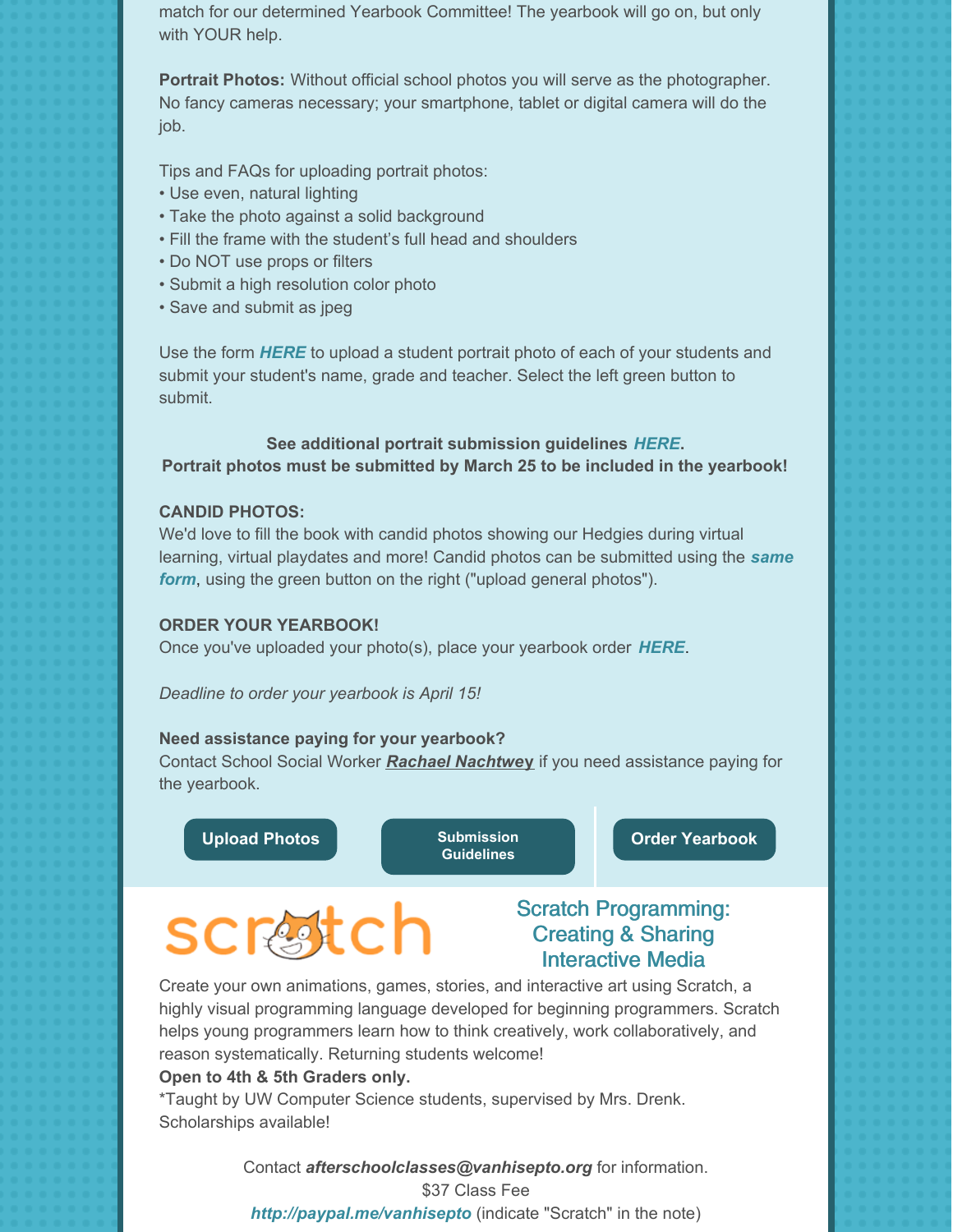match for our determined Yearbook Committee! The yearbook will go on, but only with YOUR help.

**Portrait Photos:** Without official school photos you will serve as the photographer. No fancy cameras necessary; your smartphone, tablet or digital camera will do the job.

Tips and FAQs for uploading portrait photos:

- Use even, natural lighting
- Take the photo against a solid background
- Fill the frame with the student's full head and shoulders
- Do NOT use props or filters
- Submit a high resolution color photo
- Save and submit as jpeg

Use the form ***HERE*** to upload a student portrait photo of each of your students and submit your student's name, grade and teacher. Select the left green button to submit.

**See additional portrait submission guidelines *HERE*.**
**Portrait photos must be submitted by March 25 to be included in the yearbook!**

**CANDID PHOTOS:**
We'd love to fill the book with candid photos showing our Hedgies during virtual learning, virtual playdates and more! Candid photos can be submitted using the ***same form***, using the green button on the right ("upload general photos").

**ORDER YOUR YEARBOOK!**
Once you've uploaded your photo(s), place your yearbook order ***HERE***.

*Deadline to order your yearbook is April 15!*

**Need assistance paying for your yearbook?**
Contact School Social Worker ***Rachael Nachtwey*** if you need assistance paying for the yearbook.

**Upload Photos** | **Submission Guidelines** | **Order Yearbook**

## Scratch Programming: Creating & Sharing Interactive Media

Create your own animations, games, stories, and interactive art using Scratch, a highly visual programming language developed for beginning programmers. Scratch helps young programmers learn how to think creatively, work collaboratively, and reason systematically. Returning students welcome!
**Open to 4th & 5th Graders only.**
*Taught by UW Computer Science students, supervised by Mrs. Drenk.
Scholarships available!

Contact ***afterschoolclasses@vanhisepto.org*** for information.
$37 Class Fee
***http://paypal.me/vanhisepto*** (indicate "Scratch" in the note)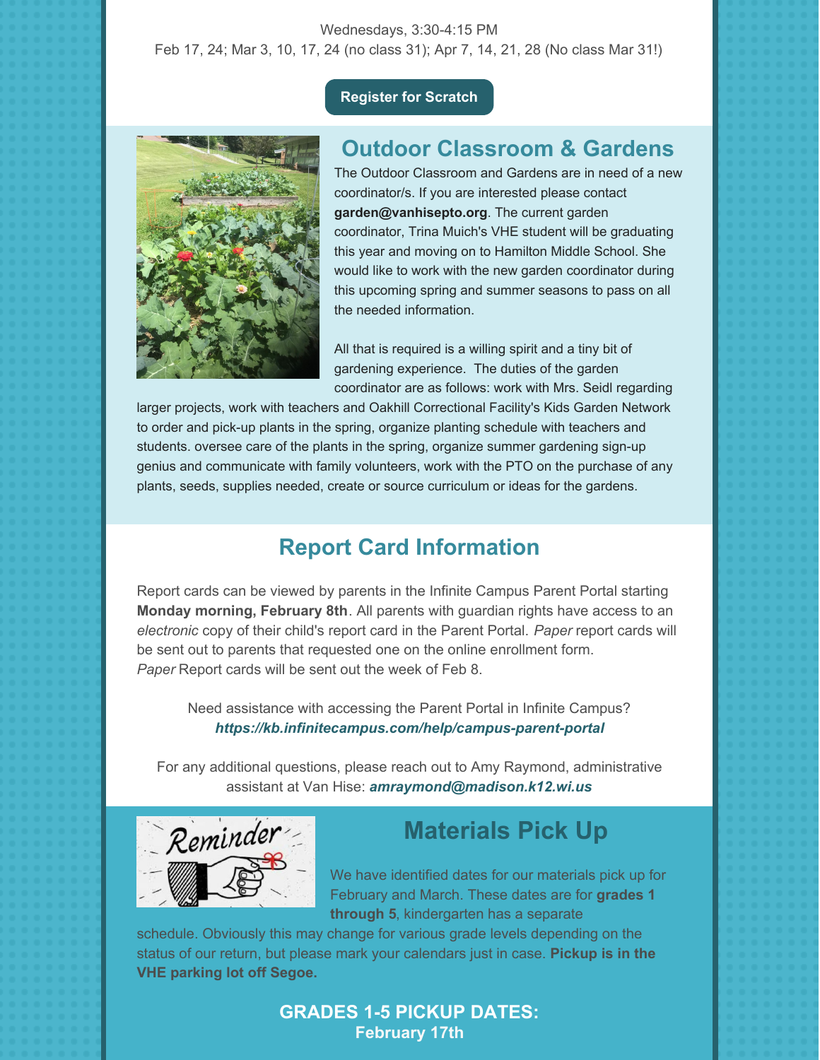Wednesdays, 3:30-4:15 PM
Feb 17, 24; Mar 3, 10, 17, 24 (no class 31); Apr 7, 14, 21, 28 (No class Mar 31!)

Register for Scratch

## Outdoor Classroom & Gardens

The Outdoor Classroom and Gardens are in need of a new coordinator/s. If you are interested please contact **garden@vanhisepto.org**. The current garden coordinator, Trina Muich's VHE student will be graduating this year and moving on to Hamilton Middle School. She would like to work with the new garden coordinator during this upcoming spring and summer seasons to pass on all the needed information.

All that is required is a willing spirit and a tiny bit of gardening experience. The duties of the garden coordinator are as follows: work with Mrs. Seidl regarding larger projects, work with teachers and Oakhill Correctional Facility's Kids Garden Network to order and pick-up plants in the spring, organize planting schedule with teachers and students. oversee care of the plants in the spring, organize summer gardening sign-up genius and communicate with family volunteers, work with the PTO on the purchase of any plants, seeds, supplies needed, create or source curriculum or ideas for the gardens.

## Report Card Information

Report cards can be viewed by parents in the Infinite Campus Parent Portal starting **Monday morning, February 8th**. All parents with guardian rights have access to an *electronic* copy of their child's report card in the Parent Portal. *Paper* report cards will be sent out to parents that requested one on the online enrollment form. *Paper* Report cards will be sent out the week of Feb 8.

Need assistance with accessing the Parent Portal in Infinite Campus?
***https://kb.infinitecampus.com/help/campus-parent-portal***

For any additional questions, please reach out to Amy Raymond, administrative assistant at Van Hise: ***amraymond@madison.k12.wi.us***

## Materials Pick Up

We have identified dates for our materials pick up for February and March. These dates are for **grades 1 through 5**, kindergarten has a separate schedule. Obviously this may change for various grade levels depending on the status of our return, but please mark your calendars just in case. **Pickup is in the VHE parking lot off Segoe.**

**GRADES 1-5 PICKUP DATES:**
**February 17th**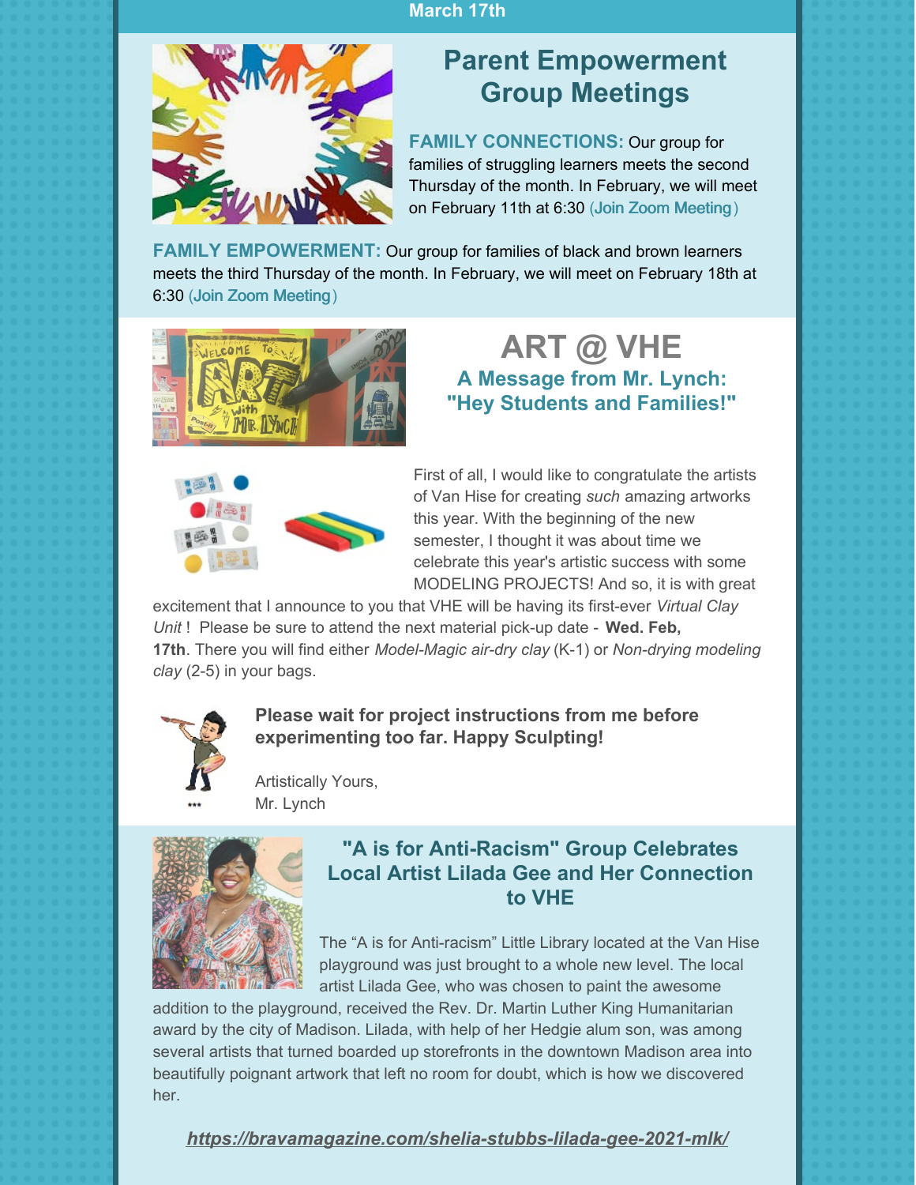March 17th

## Parent Empowerment Group Meetings

**FAMILY CONNECTIONS:** Our group for families of struggling learners meets the second Thursday of the month. In February, we will meet on February 11th at 6:30 (Join Zoom Meeting)

**FAMILY EMPOWERMENT:** Our group for families of black and brown learners meets the third Thursday of the month. In February, we will meet on February 18th at 6:30 (Join Zoom Meeting)

## ART @ VHE

### A Message from Mr. Lynch: "Hey Students and Families!"

First of all, I would like to congratulate the artists of Van Hise for creating *such* amazing artworks this year. With the beginning of the new semester, I thought it was about time we celebrate this year's artistic success with some MODELING PROJECTS! And so, it is with great excitement that I announce to you that VHE will be having its first-ever *Virtual Clay Unit* ! Please be sure to attend the next material pick-up date - **Wed. Feb, 17th**. There you will find either *Model-Magic air-dry clay* (K-1) or *Non-drying modeling clay* (2-5) in your bags.

**Please wait for project instructions from me before experimenting too far. Happy Sculpting!**

Artistically Yours,
Mr. Lynch

### "A is for Anti-Racism" Group Celebrates Local Artist Lilada Gee and Her Connection to VHE

The "A is for Anti-racism" Little Library located at the Van Hise playground was just brought to a whole new level. The local artist Lilada Gee, who was chosen to paint the awesome addition to the playground, received the Rev. Dr. Martin Luther King Humanitarian award by the city of Madison. Lilada, with help of her Hedgie alum son, was among several artists that turned boarded up storefronts in the downtown Madison area into beautifully poignant artwork that left no room for doubt, which is how we discovered her.

***https://bravamagazine.com/shelia-stubbs-lilada-gee-2021-mlk/***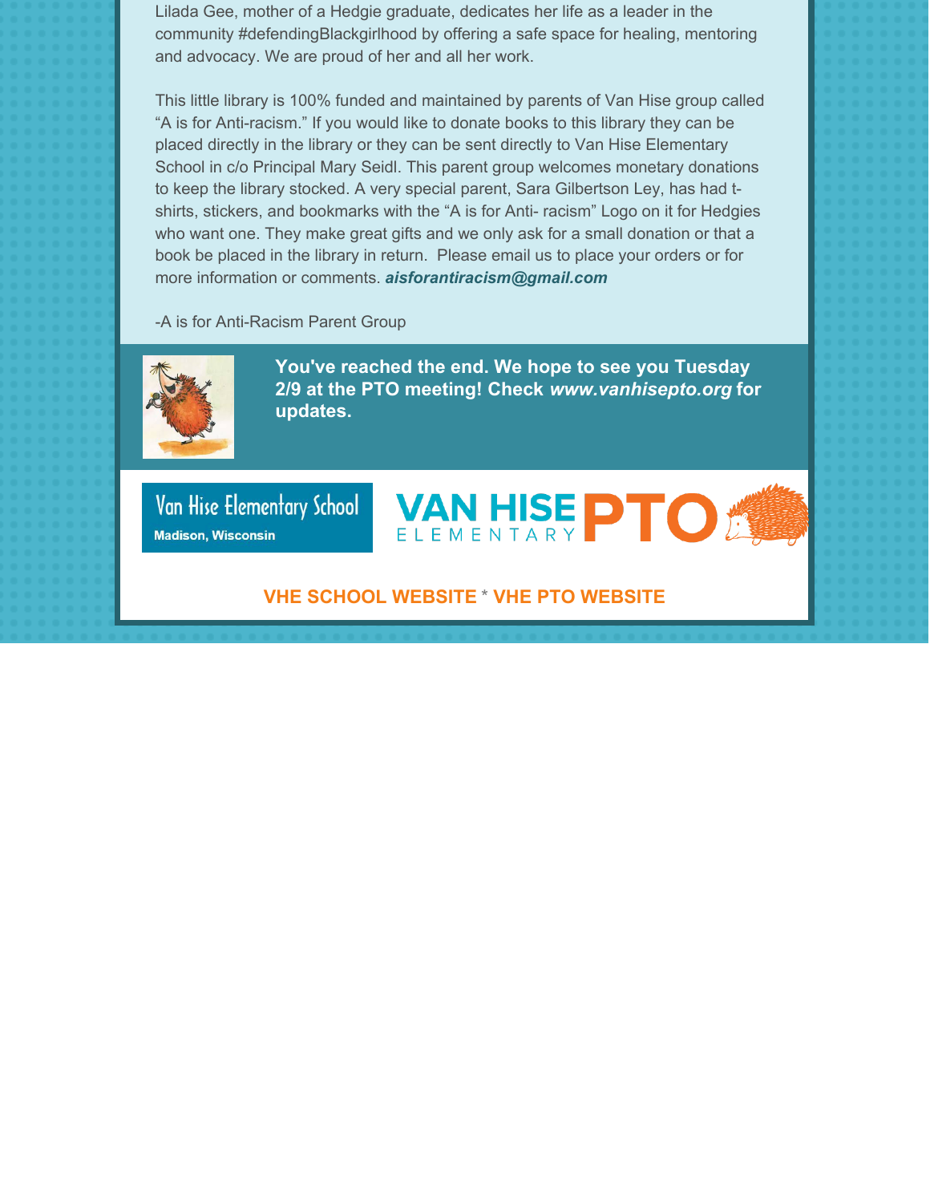Lilada Gee, mother of a Hedgie graduate, dedicates her life as a leader in the community #defendingBlackgirlhood by offering a safe space for healing, mentoring and advocacy. We are proud of her and all her work.

This little library is 100% funded and maintained by parents of Van Hise group called “A is for Anti-racism.” If you would like to donate books to this library they can be placed directly in the library or they can be sent directly to Van Hise Elementary School in c/o Principal Mary Seidl. This parent group welcomes monetary donations to keep the library stocked. A very special parent, Sara Gilbertson Ley, has had t-shirts, stickers, and bookmarks with the “A is for Anti- racism” Logo on it for Hedgies who want one. They make great gifts and we only ask for a small donation or that a book be placed in the library in return. Please email us to place your orders or for more information or comments. ***aisforantiracism@gmail.com***

-A is for Anti-Racism Parent Group

**You've reached the end. We hope to see you Tuesday 2/9 at the PTO meeting! Check *www.vanhisepto.org* for updates.**

Van Hise Elementary School
Madison, Wisconsin

VAN HISE ELEMENTARY PTO

**VHE SCHOOL WEBSITE** * **VHE PTO WEBSITE**